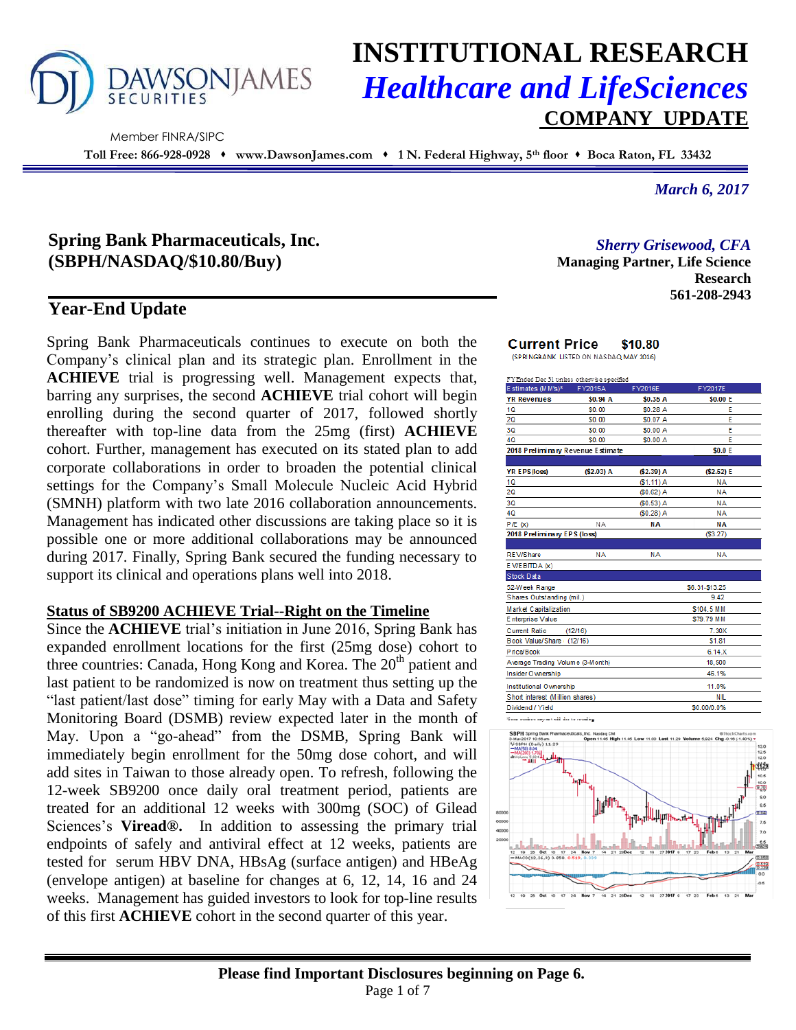# INSTITUTIONAL RESEARCH
## *Healthcare and LifeSciences*
## COMPANY UPDATE

DAWSONJAMES SECURITIES

Member FINRA/SIPC

**Toll Free: 866-928-0928 ♦ www.DawsonJames.com ♦ 1 N. Federal Highway, 5th floor ♦ Boca Raton, FL 33432**

*March 6, 2017*

## Spring Bank Pharmaceuticals, Inc. (SBPH/NASDAQ/$10.80/Buy)

*Sherry Grisewood, CFA*
**Managing Partner, Life Science Research**
**561-208-2943**

## Year-End Update

Spring Bank Pharmaceuticals continues to execute on both the Company's clinical plan and its strategic plan. Enrollment in the **ACHIEVE** trial is progressing well. Management expects that, barring any surprises, the second **ACHIEVE** trial cohort will begin enrolling during the second quarter of 2017, followed shortly thereafter with top-line data from the 25mg (first) **ACHIEVE** cohort. Further, management has executed on its stated plan to add corporate collaborations in order to broaden the potential clinical settings for the Company's Small Molecule Nucleic Acid Hybrid (SMNH) platform with two late 2016 collaboration announcements. Management has indicated other discussions are taking place so it is possible one or more additional collaborations may be announced during 2017. Finally, Spring Bank secured the funding necessary to support its clinical and operations plans well into 2018.

### Status of SB9200 ACHIEVE Trial--Right on the Timeline

Since the **ACHIEVE** trial's initiation in June 2016, Spring Bank has expanded enrollment locations for the first (25mg dose) cohort to three countries: Canada, Hong Kong and Korea. The 20th patient and last patient to be randomized is now on treatment thus setting up the "last patient/last dose" timing for early May with a Data and Safety Monitoring Board (DSMB) review expected later in the month of May. Upon a "go-ahead" from the DSMB, Spring Bank will immediately begin enrollment for the 50mg dose cohort, and will add sites in Taiwan to those already open. To refresh, following the 12-week SB9200 once daily oral treatment period, patients are treated for an additional 12 weeks with 300mg (SOC) of Gilead Sciences's **Viread®.** In addition to assessing the primary trial endpoints of safely and antiviral effect at 12 weeks, patients are tested for serum HBV DNA, HBsAg (surface antigen) and HBeAg (envelope antigen) at baseline for changes at 6, 12, 14, 16 and 24 weeks. Management has guided investors to look for top-line results of this first **ACHIEVE** cohort in the second quarter of this year.

**Current Price $10.80**
(SPRINGBANK LISTED ON NASDAQ MAY 2016)

FY Ended Dec 31 unless otherwise specified

| Estimates (M M's)* | FY2015A | FY2016E | FY2017E |
|---|---|---|---|
| **YR Revenues** | $0.94 A | $0.35 A | $0.00 E |
| 1Q | $0.00 | $0.28 A | E |
| 2Q | $0.00 | $0.07 A | E |
| 3Q | $0.00 | $0.00 A | E |
| 4Q | $0.00 | $0.00 A | E |
| **2018 Preliminary Revenue Estimate** | | | $0.0 E |
| | | | |
| **YR EPS (loss)** | ($2.03) A | ($2.39) A | ($2.52) E |
| 1Q | | ($1.11) A | NA |
| 2Q | | ($0.62) A | NA |
| 3Q | | ($0.53) A | NA |
| 4Q | | ($0.28) A | NA |
| P/E (x) | NA | NA | NA |
| **2018 Preliminary EPS (loss)** | | | ($3.27) |
| | | | |
| REV/Share | NA | NA | NA |
| EV/EBITDA (x) | | | |

| Stock Data | |
|---|---|
| 52-Week Range | $6.31-$13.25 |
| Shares Outstanding (mil.) | 9.42 |
| Market Capitalization | $104.5 MM |
| Enterprise Value | $79.79 MM |
| Current Ratio (12/16) | 7.30X |
| Book Value/Share (12/16) | $1.81 |
| Price/Book | 6.14.X |
| Average Trading Volume (3-Month) | 18,500 |
| Insider Ownership | 46.1% |
| Institutional Ownership | 11.0% |
| Short interest (Million shares) | NIL |
| Dividend / Yield | $0.00/0.0% |

*Some numbers may not add due to rounding

**Please find Important Disclosures beginning on Page 6.**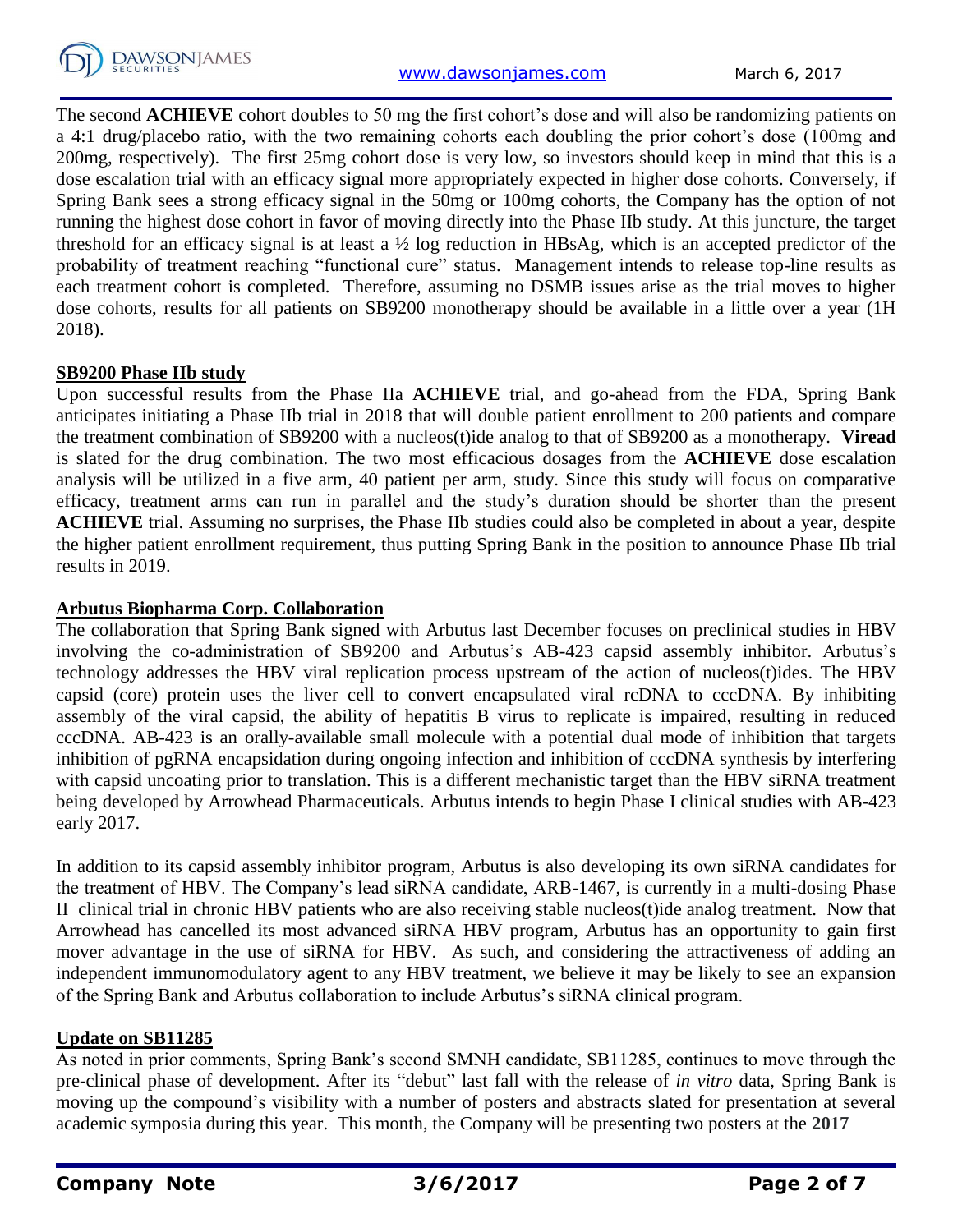The second **ACHIEVE** cohort doubles to 50 mg the first cohort's dose and will also be randomizing patients on a 4:1 drug/placebo ratio, with the two remaining cohorts each doubling the prior cohort's dose (100mg and 200mg, respectively). The first 25mg cohort dose is very low, so investors should keep in mind that this is a dose escalation trial with an efficacy signal more appropriately expected in higher dose cohorts. Conversely, if Spring Bank sees a strong efficacy signal in the 50mg or 100mg cohorts, the Company has the option of not running the highest dose cohort in favor of moving directly into the Phase IIb study. At this juncture, the target threshold for an efficacy signal is at least a ½ log reduction in HBsAg, which is an accepted predictor of the probability of treatment reaching "functional cure" status. Management intends to release top-line results as each treatment cohort is completed. Therefore, assuming no DSMB issues arise as the trial moves to higher dose cohorts, results for all patients on SB9200 monotherapy should be available in a little over a year (1H 2018).

**SB9200 Phase IIb study**

Upon successful results from the Phase IIa **ACHIEVE** trial, and go-ahead from the FDA, Spring Bank anticipates initiating a Phase IIb trial in 2018 that will double patient enrollment to 200 patients and compare the treatment combination of SB9200 with a nucleos(t)ide analog to that of SB9200 as a monotherapy. **Viread** is slated for the drug combination. The two most efficacious dosages from the **ACHIEVE** dose escalation analysis will be utilized in a five arm, 40 patient per arm, study. Since this study will focus on comparative efficacy, treatment arms can run in parallel and the study's duration should be shorter than the present **ACHIEVE** trial. Assuming no surprises, the Phase IIb studies could also be completed in about a year, despite the higher patient enrollment requirement, thus putting Spring Bank in the position to announce Phase IIb trial results in 2019.

**Arbutus Biopharma Corp. Collaboration**

The collaboration that Spring Bank signed with Arbutus last December focuses on preclinical studies in HBV involving the co-administration of SB9200 and Arbutus's AB-423 capsid assembly inhibitor. Arbutus's technology addresses the HBV viral replication process upstream of the action of nucleos(t)ides. The HBV capsid (core) protein uses the liver cell to convert encapsulated viral rcDNA to cccDNA. By inhibiting assembly of the viral capsid, the ability of hepatitis B virus to replicate is impaired, resulting in reduced cccDNA. AB-423 is an orally-available small molecule with a potential dual mode of inhibition that targets inhibition of pgRNA encapsidation during ongoing infection and inhibition of cccDNA synthesis by interfering with capsid uncoating prior to translation. This is a different mechanistic target than the HBV siRNA treatment being developed by Arrowhead Pharmaceuticals. Arbutus intends to begin Phase I clinical studies with AB-423 early 2017.

In addition to its capsid assembly inhibitor program, Arbutus is also developing its own siRNA candidates for the treatment of HBV. The Company's lead siRNA candidate, ARB-1467, is currently in a multi-dosing Phase II clinical trial in chronic HBV patients who are also receiving stable nucleos(t)ide analog treatment. Now that Arrowhead has cancelled its most advanced siRNA HBV program, Arbutus has an opportunity to gain first mover advantage in the use of siRNA for HBV. As such, and considering the attractiveness of adding an independent immunomodulatory agent to any HBV treatment, we believe it may be likely to see an expansion of the Spring Bank and Arbutus collaboration to include Arbutus's siRNA clinical program.

**Update on SB11285**

As noted in prior comments, Spring Bank's second SMNH candidate, SB11285, continues to move through the pre-clinical phase of development. After its "debut" last fall with the release of *in vitro* data, Spring Bank is moving up the compound's visibility with a number of posters and abstracts slated for presentation at several academic symposia during this year. This month, the Company will be presenting two posters at the **2017**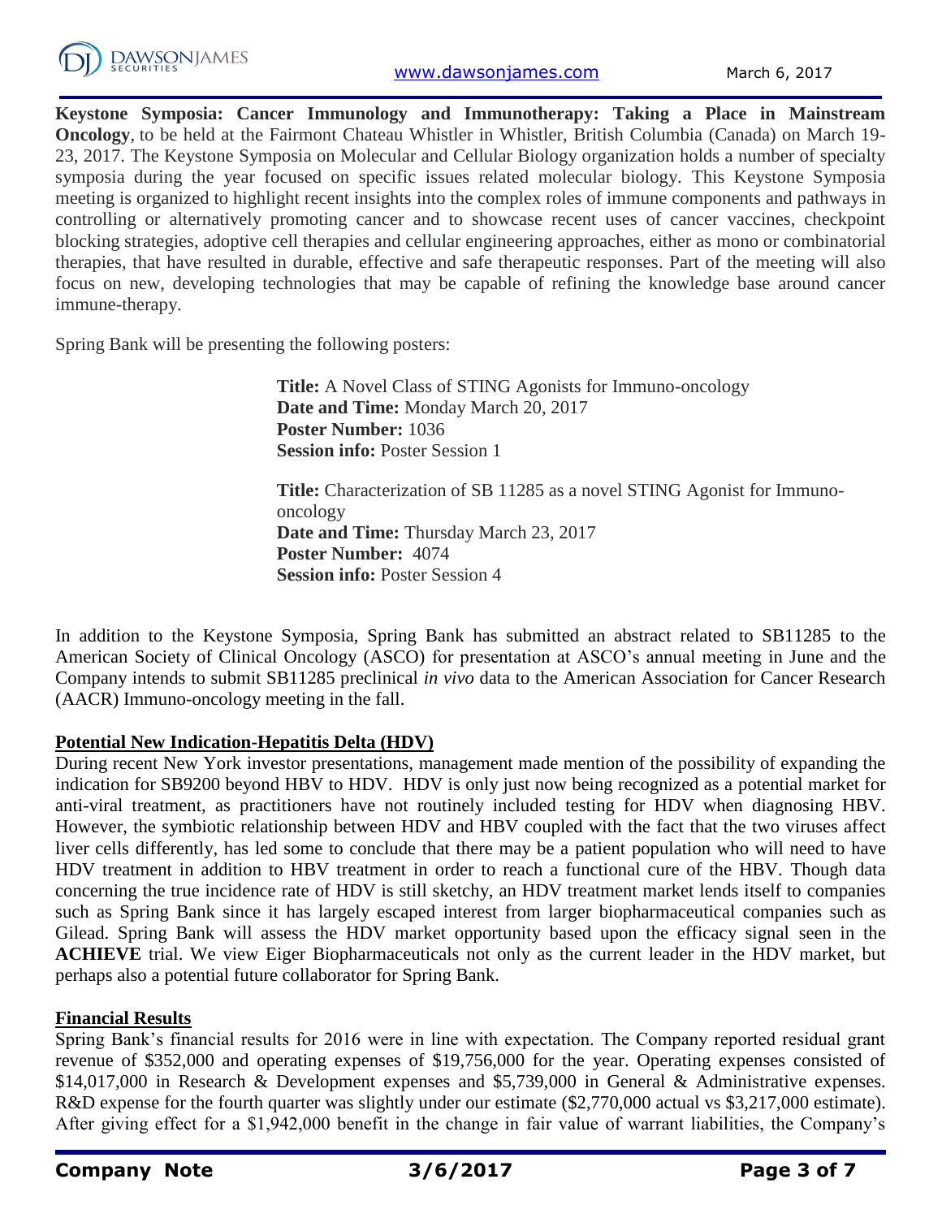**Keystone Symposia: Cancer Immunology and Immunotherapy: Taking a Place in Mainstream Oncology**, to be held at the Fairmont Chateau Whistler in Whistler, British Columbia (Canada) on March 19-23, 2017. The Keystone Symposia on Molecular and Cellular Biology organization holds a number of specialty symposia during the year focused on specific issues related molecular biology. This Keystone Symposia meeting is organized to highlight recent insights into the complex roles of immune components and pathways in controlling or alternatively promoting cancer and to showcase recent uses of cancer vaccines, checkpoint blocking strategies, adoptive cell therapies and cellular engineering approaches, either as mono or combinatorial therapies, that have resulted in durable, effective and safe therapeutic responses. Part of the meeting will also focus on new, developing technologies that may be capable of refining the knowledge base around cancer immune-therapy.

Spring Bank will be presenting the following posters:

> **Title:** A Novel Class of STING Agonists for Immuno-oncology
> **Date and Time:** Monday March 20, 2017
> **Poster Number:** 1036
> **Session info:** Poster Session 1

> **Title:** Characterization of SB 11285 as a novel STING Agonist for Immuno-oncology
> **Date and Time:** Thursday March 23, 2017
> **Poster Number:** 4074
> **Session info:** Poster Session 4

In addition to the Keystone Symposia, Spring Bank has submitted an abstract related to SB11285 to the American Society of Clinical Oncology (ASCO) for presentation at ASCO's annual meeting in June and the Company intends to submit SB11285 preclinical *in vivo* data to the American Association for Cancer Research (AACR) Immuno-oncology meeting in the fall.

## Potential New Indication-Hepatitis Delta (HDV)

During recent New York investor presentations, management made mention of the possibility of expanding the indication for SB9200 beyond HBV to HDV. HDV is only just now being recognized as a potential market for anti-viral treatment, as practitioners have not routinely included testing for HDV when diagnosing HBV. However, the symbiotic relationship between HDV and HBV coupled with the fact that the two viruses affect liver cells differently, has led some to conclude that there may be a patient population who will need to have HDV treatment in addition to HBV treatment in order to reach a functional cure of the HBV. Though data concerning the true incidence rate of HDV is still sketchy, an HDV treatment market lends itself to companies such as Spring Bank since it has largely escaped interest from larger biopharmaceutical companies such as Gilead. Spring Bank will assess the HDV market opportunity based upon the efficacy signal seen in the **ACHIEVE** trial. We view Eiger Biopharmaceuticals not only as the current leader in the HDV market, but perhaps also a potential future collaborator for Spring Bank.

## Financial Results

Spring Bank's financial results for 2016 were in line with expectation. The Company reported residual grant revenue of $352,000 and operating expenses of $19,756,000 for the year. Operating expenses consisted of $14,017,000 in Research & Development expenses and $5,739,000 in General & Administrative expenses. R&D expense for the fourth quarter was slightly under our estimate ($2,770,000 actual vs $3,217,000 estimate). After giving effect for a $1,942,000 benefit in the change in fair value of warrant liabilities, the Company's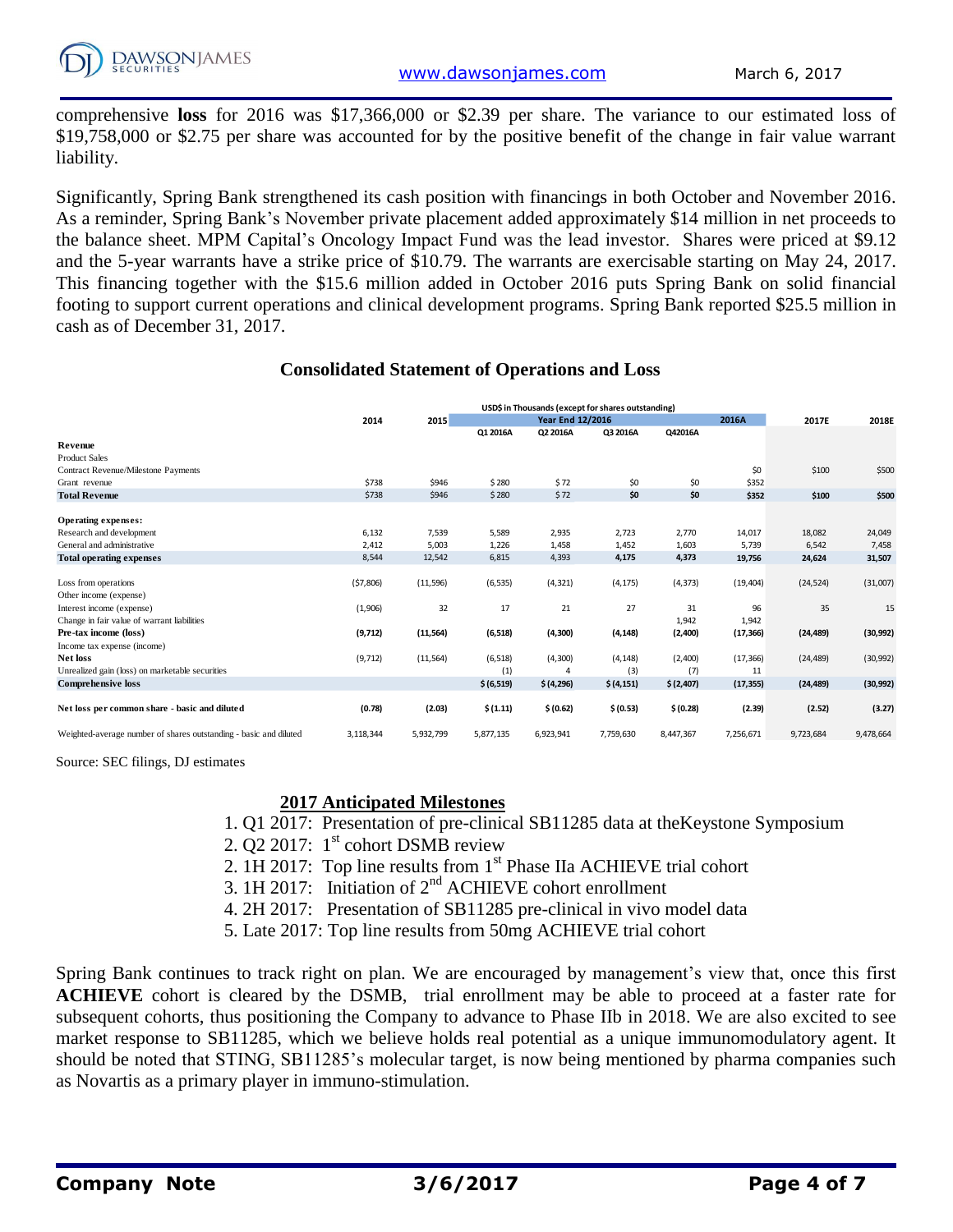comprehensive **loss** for 2016 was $17,366,000 or $2.39 per share. The variance to our estimated loss of $19,758,000 or $2.75 per share was accounted for by the positive benefit of the change in fair value warrant liability.

Significantly, Spring Bank strengthened its cash position with financings in both October and November 2016. As a reminder, Spring Bank's November private placement added approximately $14 million in net proceeds to the balance sheet. MPM Capital's Oncology Impact Fund was the lead investor. Shares were priced at $9.12 and the 5-year warrants have a strike price of $10.79. The warrants are exercisable starting on May 24, 2017. This financing together with the $15.6 million added in October 2016 puts Spring Bank on solid financial footing to support current operations and clinical development programs. Spring Bank reported $25.5 million in cash as of December 31, 2017.

## Consolidated Statement of Operations and Loss

USD$ in Thousands (except for shares outstanding)

| | 2014 | 2015 | Year End 12/2016 | | | | 2016A | 2017E | 2018E |
|---|---|---|---|---|---|---|---|---|---|
| | | | Q1 2016A | Q2 2016A | Q3 2016A | Q42016A | | | |
| **Revenue** | | | | | | | | | |
| Product Sales | | | | | | | | | |
| Contract Revenue/Milestone Payments | | | | | | | $0 | $100 | $500 |
| Grant revenue | $738 | $946 | $ 280 | $ 72 | $0 | $0 | $352 | | |
| **Total Revenue** | $738 | $946 | $ 280 | $ 72 | **$0** | **$0** | **$352** | **$100** | **$500** |
| **Operating expenses:** | | | | | | | | | |
| Research and development | 6,132 | 7,539 | 5,589 | 2,935 | 2,723 | 2,770 | 14,017 | 18,082 | 24,049 |
| General and administrative | 2,412 | 5,003 | 1,226 | 1,458 | 1,452 | 1,603 | 5,739 | 6,542 | 7,458 |
| **Total operating expenses** | 8,544 | 12,542 | 6,815 | 4,393 | **4,175** | **4,373** | **19,756** | **24,624** | **31,507** |
| Loss from operations | ($7,806) | (11,596) | (6,535) | (4,321) | (4,175) | (4,373) | (19,404) | (24,524) | (31,007) |
| Other income (expense) | | | | | | | | | |
| Interest income (expense) | (1,906) | 32 | 17 | 21 | 27 | 31 | 96 | 35 | 15 |
| Change in fair value of warrant liabilities | | | | | | 1,942 | 1,942 | | |
| **Pre-tax income (loss)** | **(9,712)** | **(11,564)** | **(6,518)** | **(4,300)** | **(4,148)** | **(2,400)** | **(17,366)** | **(24,489)** | **(30,992)** |
| Income tax expense (income) | | | | | | | | | |
| **Net loss** | (9,712) | (11,564) | (6,518) | (4,300) | (4,148) | (2,400) | (17,366) | (24,489) | (30,992) |
| Unrealized gain (loss) on marketable securities | | | (1) | 4 | (3) | (7) | 11 | | |
| **Comprehensive loss** | | | **$ (6,519)** | **$ (4,296)** | **$ (4,151)** | **$ (2,407)** | **(17,355)** | **(24,489)** | **(30,992)** |
| **Net loss per common share - basic and diluted** | **(0.78)** | **(2.03)** | **$ (1.11)** | **$ (0.62)** | **$ (0.53)** | **$ (0.28)** | **(2.39)** | **(2.52)** | **(3.27)** |
| Weighted-average number of shares outstanding - basic and diluted | 3,118,344 | 5,932,799 | 5,877,135 | 6,923,941 | 7,759,630 | 8,447,367 | 7,256,671 | 9,723,684 | 9,478,664 |

Source: SEC filings, DJ estimates

### 2017 Anticipated Milestones

1. Q1 2017: Presentation of pre-clinical SB11285 data at theKeystone Symposium
2. Q2 2017: 1st cohort DSMB review
2. 1H 2017: Top line results from 1st Phase IIa ACHIEVE trial cohort
3. 1H 2017: Initiation of 2nd ACHIEVE cohort enrollment
4. 2H 2017: Presentation of SB11285 pre-clinical in vivo model data
5. Late 2017: Top line results from 50mg ACHIEVE trial cohort

Spring Bank continues to track right on plan. We are encouraged by management's view that, once this first **ACHIEVE** cohort is cleared by the DSMB, trial enrollment may be able to proceed at a faster rate for subsequent cohorts, thus positioning the Company to advance to Phase IIb in 2018. We are also excited to see market response to SB11285, which we believe holds real potential as a unique immunomodulatory agent. It should be noted that STING, SB11285's molecular target, is now being mentioned by pharma companies such as Novartis as a primary player in immuno-stimulation.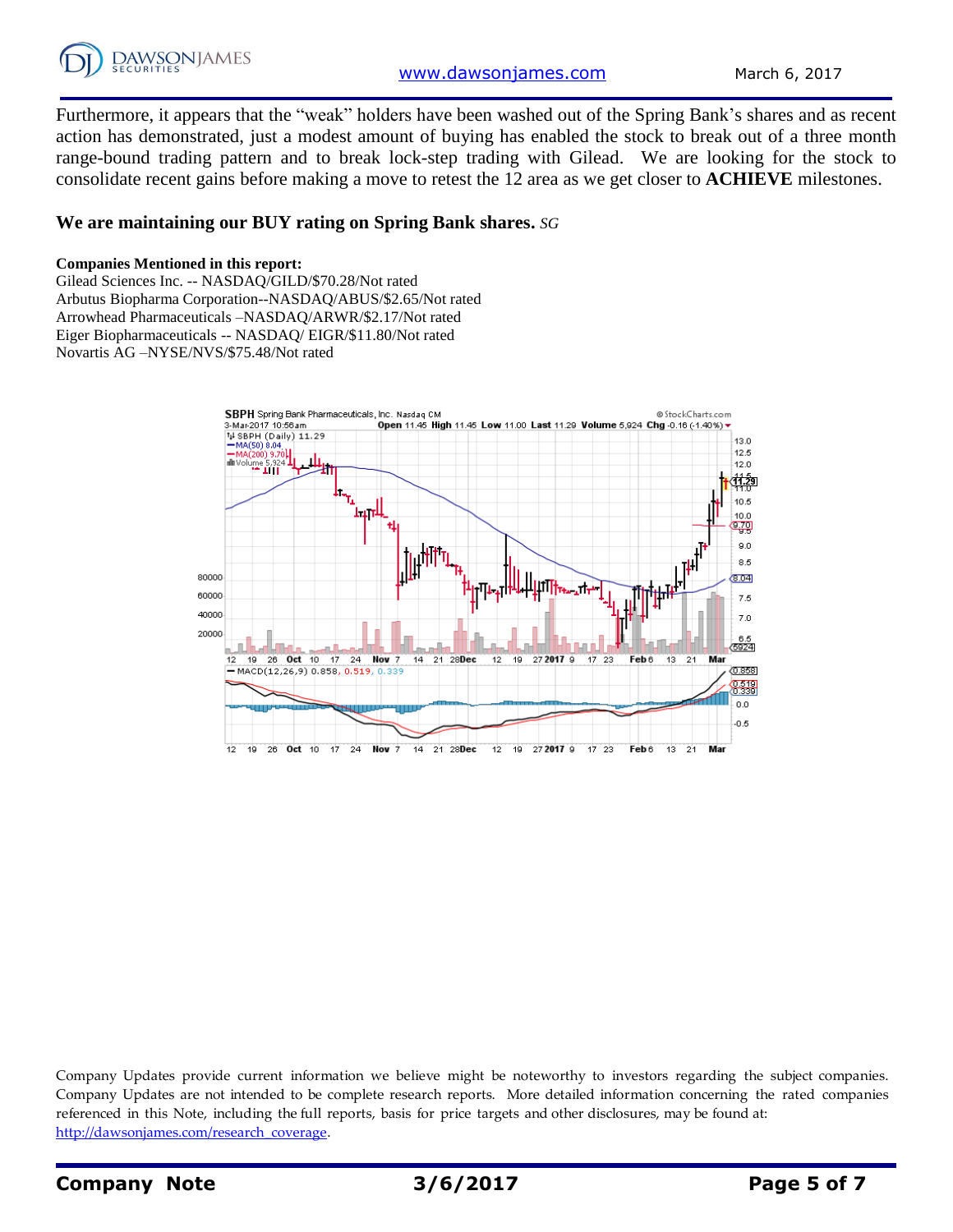Furthermore, it appears that the "weak" holders have been washed out of the Spring Bank's shares and as recent action has demonstrated, just a modest amount of buying has enabled the stock to break out of a three month range-bound trading pattern and to break lock-step trading with Gilead. We are looking for the stock to consolidate recent gains before making a move to retest the 12 area as we get closer to **ACHIEVE** milestones.

**We are maintaining our BUY rating on Spring Bank shares.** *SG*

**Companies Mentioned in this report:**
Gilead Sciences Inc. -- NASDAQ/GILD/$70.28/Not rated
Arbutus Biopharma Corporation--NASDAQ/ABUS/$2.65/Not rated
Arrowhead Pharmaceuticals –NASDAQ/ARWR/$2.17/Not rated
Eiger Biopharmaceuticals -- NASDAQ/ EIGR/$11.80/Not rated
Novartis AG –NYSE/NVS/$75.48/Not rated

Company Updates provide current information we believe might be noteworthy to investors regarding the subject companies. Company Updates are not intended to be complete research reports. More detailed information concerning the rated companies referenced in this Note, including the full reports, basis for price targets and other disclosures, may be found at: http://dawsonjames.com/research_coverage.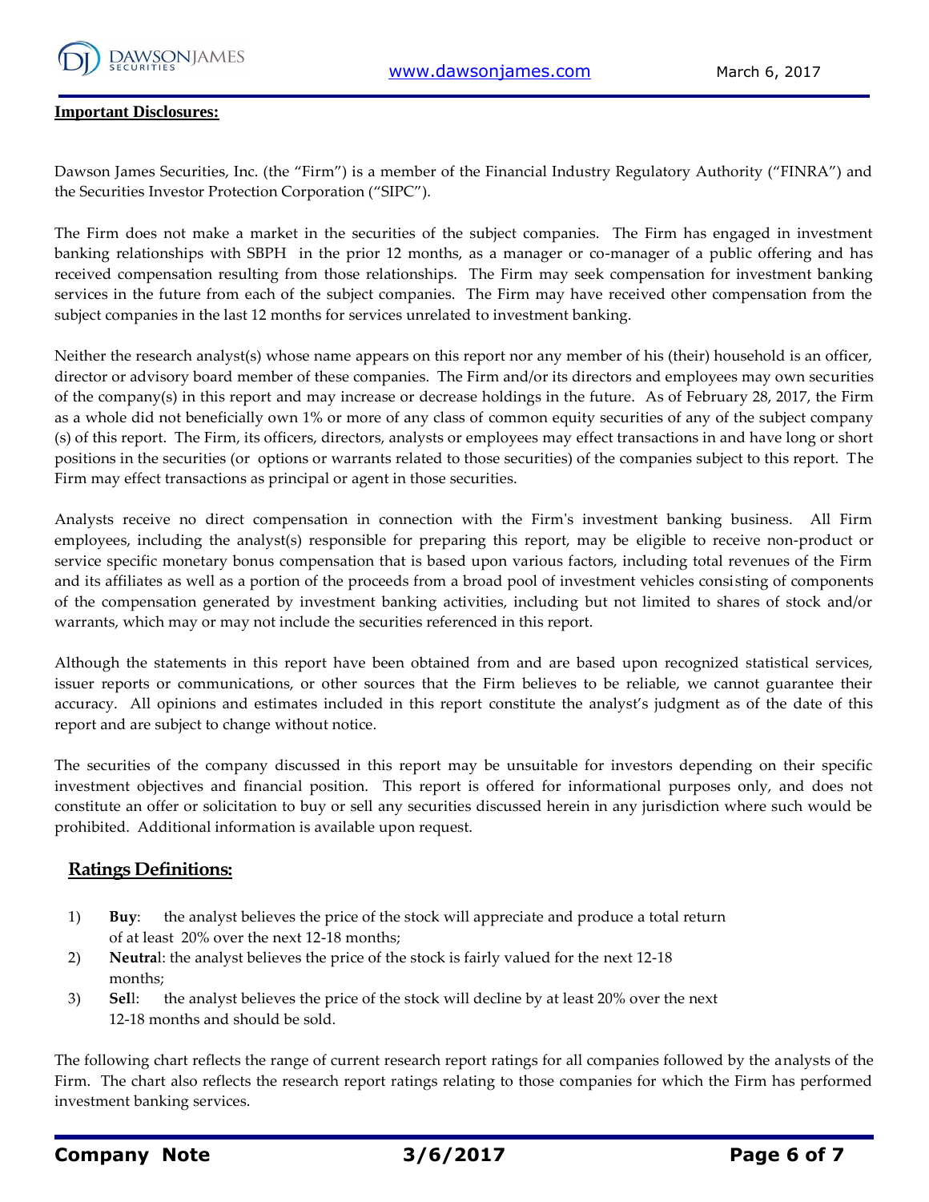## Important Disclosures:

Dawson James Securities, Inc. (the “Firm”) is a member of the Financial Industry Regulatory Authority (“FINRA”) and the Securities Investor Protection Corporation (“SIPC”).

The Firm does not make a market in the securities of the subject companies. The Firm has engaged in investment banking relationships with SBPH in the prior 12 months, as a manager or co-manager of a public offering and has received compensation resulting from those relationships. The Firm may seek compensation for investment banking services in the future from each of the subject companies. The Firm may have received other compensation from the subject companies in the last 12 months for services unrelated to investment banking.

Neither the research analyst(s) whose name appears on this report nor any member of his (their) household is an officer, director or advisory board member of these companies. The Firm and/or its directors and employees may own securities of the company(s) in this report and may increase or decrease holdings in the future. As of February 28, 2017, the Firm as a whole did not beneficially own 1% or more of any class of common equity securities of any of the subject company (s) of this report. The Firm, its officers, directors, analysts or employees may effect transactions in and have long or short positions in the securities (or options or warrants related to those securities) of the companies subject to this report. The Firm may effect transactions as principal or agent in those securities.

Analysts receive no direct compensation in connection with the Firm's investment banking business. All Firm employees, including the analyst(s) responsible for preparing this report, may be eligible to receive non-product or service specific monetary bonus compensation that is based upon various factors, including total revenues of the Firm and its affiliates as well as a portion of the proceeds from a broad pool of investment vehicles consisting of components of the compensation generated by investment banking activities, including but not limited to shares of stock and/or warrants, which may or may not include the securities referenced in this report.

Although the statements in this report have been obtained from and are based upon recognized statistical services, issuer reports or communications, or other sources that the Firm believes to be reliable, we cannot guarantee their accuracy. All opinions and estimates included in this report constitute the analyst’s judgment as of the date of this report and are subject to change without notice.

The securities of the company discussed in this report may be unsuitable for investors depending on their specific investment objectives and financial position. This report is offered for informational purposes only, and does not constitute an offer or solicitation to buy or sell any securities discussed herein in any jurisdiction where such would be prohibited. Additional information is available upon request.

## Ratings Definitions:

1) **Buy**: the analyst believes the price of the stock will appreciate and produce a total return of at least 20% over the next 12-18 months;
2) **Neutral**: the analyst believes the price of the stock is fairly valued for the next 12-18 months;
3) **Sell**: the analyst believes the price of the stock will decline by at least 20% over the next 12-18 months and should be sold.

The following chart reflects the range of current research report ratings for all companies followed by the analysts of the Firm. The chart also reflects the research report ratings relating to those companies for which the Firm has performed investment banking services.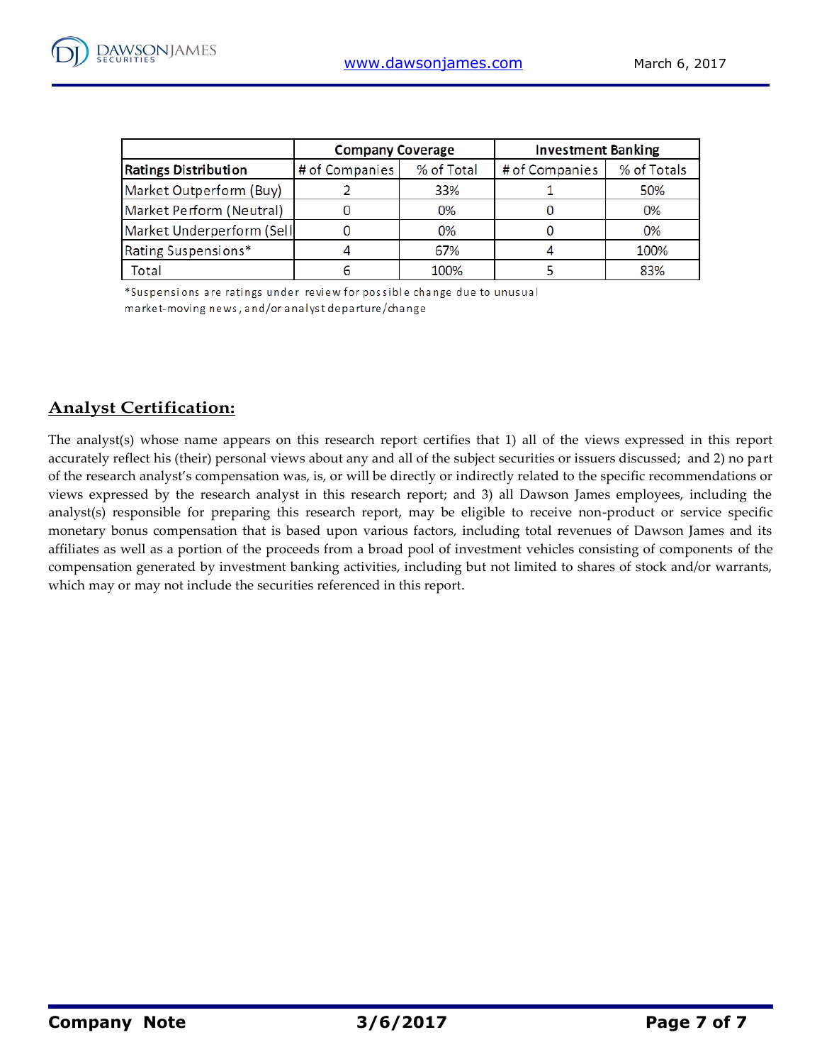| | Company Coverage | | Investment Banking | |
|---|---|---|---|---|
| Ratings Distribution | # of Companies | % of Total | # of Companies | % of Totals |
| Market Outperform (Buy) | 2 | 33% | 1 | 50% |
| Market Perform (Neutral) | 0 | 0% | 0 | 0% |
| Market Underperform (Sell | 0 | 0% | 0 | 0% |
| Rating Suspensions* | 4 | 67% | 4 | 100% |
| Total | 6 | 100% | 5 | 83% |

*Suspensions are ratings under review for possible change due to unusual market-moving news, and/or analyst departure/change

## Analyst Certification:

The analyst(s) whose name appears on this research report certifies that 1) all of the views expressed in this report accurately reflect his (their) personal views about any and all of the subject securities or issuers discussed; and 2) no part of the research analyst's compensation was, is, or will be directly or indirectly related to the specific recommendations or views expressed by the research analyst in this research report; and 3) all Dawson James employees, including the analyst(s) responsible for preparing this research report, may be eligible to receive non-product or service specific monetary bonus compensation that is based upon various factors, including total revenues of Dawson James and its affiliates as well as a portion of the proceeds from a broad pool of investment vehicles consisting of components of the compensation generated by investment banking activities, including but not limited to shares of stock and/or warrants, which may or may not include the securities referenced in this report.